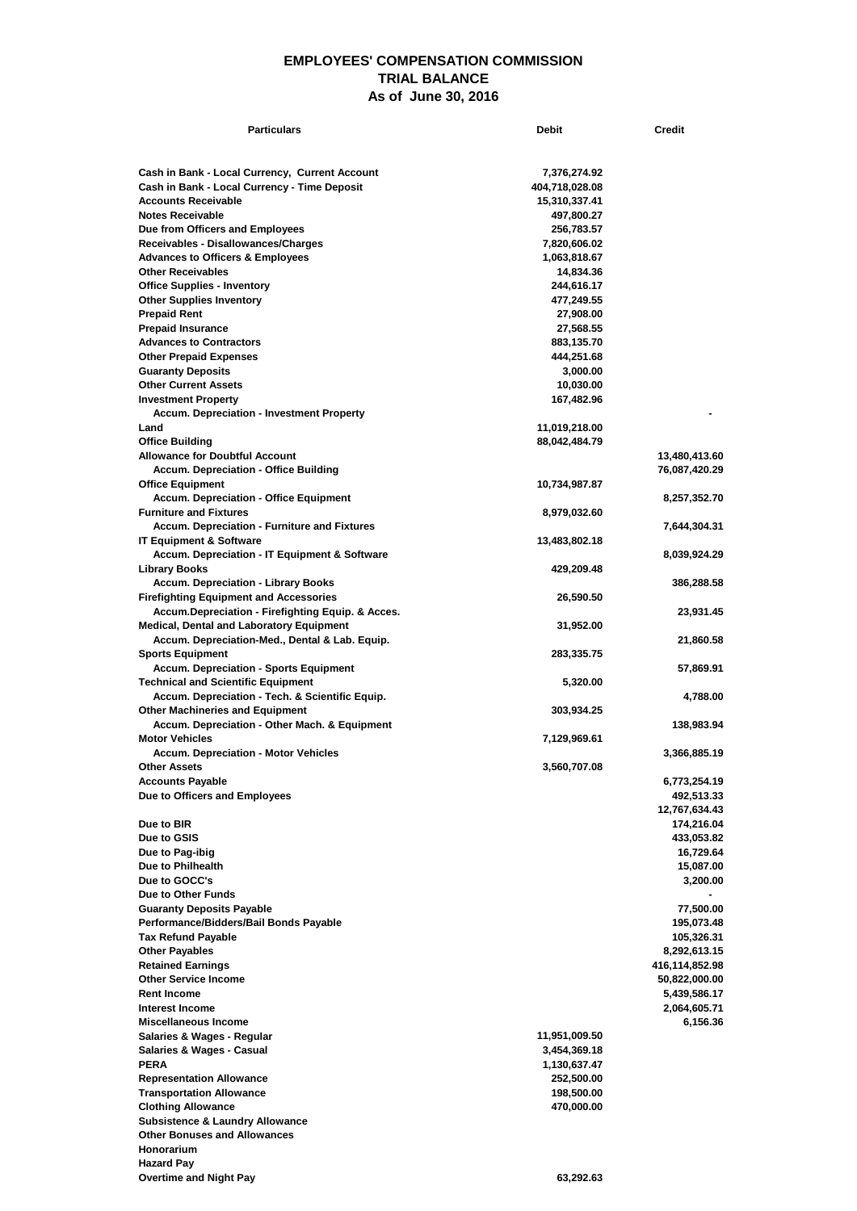# EMPLOYEES' COMPENSATION COMMISSION
## TRIAL BALANCE
### As of June 30, 2016

| Particulars | Debit | Credit |
|---|---|---|
| Cash in Bank - Local Currency, Current Account | 7,376,274.92 | |
| Cash in Bank - Local Currency - Time Deposit | 404,718,028.08 | |
| Accounts Receivable | 15,310,337.41 | |
| Notes Receivable | 497,800.27 | |
| Due from Officers and Employees | 256,783.57 | |
| Receivables - Disallowances/Charges | 7,820,606.02 | |
| Advances to Officers & Employees | 1,063,818.67 | |
| Other Receivables | 14,834.36 | |
| Office Supplies - Inventory | 244,616.17 | |
| Other Supplies Inventory | 477,249.55 | |
| Prepaid Rent | 27,908.00 | |
| Prepaid Insurance | 27,568.55 | |
| Advances to Contractors | 883,135.70 | |
| Other Prepaid Expenses | 444,251.68 | |
| Guaranty Deposits | 3,000.00 | |
| Other Current Assets | 10,030.00 | |
| Investment Property | 167,482.96 | |
| Accum. Depreciation - Investment Property | | - |
| Land | 11,019,218.00 | |
| Office Building | 88,042,484.79 | |
| Allowance for Doubtful Account | | 13,480,413.60 |
| Accum. Depreciation - Office Building | | 76,087,420.29 |
| Office Equipment | 10,734,987.87 | |
| Accum. Depreciation - Office Equipment | | 8,257,352.70 |
| Furniture and Fixtures | 8,979,032.60 | |
| Accum. Depreciation - Furniture and Fixtures | | 7,644,304.31 |
| IT Equipment & Software | 13,483,802.18 | |
| Accum. Depreciation - IT Equipment & Software | | 8,039,924.29 |
| Library Books | 429,209.48 | |
| Accum. Depreciation - Library Books | | 386,288.58 |
| Firefighting Equipment and Accessories | 26,590.50 | |
| Accum.Depreciation - Firefighting Equip. & Acces. | | 23,931.45 |
| Medical, Dental and Laboratory Equipment | 31,952.00 | |
| Accum. Depreciation-Med., Dental & Lab. Equip. | | 21,860.58 |
| Sports Equipment | 283,335.75 | |
| Accum. Depreciation - Sports Equipment | | 57,869.91 |
| Technical and Scientific Equipment | 5,320.00 | |
| Accum. Depreciation - Tech. & Scientific Equip. | | 4,788.00 |
| Other Machineries and Equipment | 303,934.25 | |
| Accum. Depreciation - Other Mach. & Equipment | | 138,983.94 |
| Motor Vehicles | 7,129,969.61 | |
| Accum. Depreciation - Motor Vehicles | | 3,366,885.19 |
| Other Assets | 3,560,707.08 | |
| Accounts Payable | | 6,773,254.19 |
| Due to Officers and Employees | | 492,513.33 |
| | | 12,767,634.43 |
| Due to BIR | | 174,216.04 |
| Due to GSIS | | 433,053.82 |
| Due to Pag-ibig | | 16,729.64 |
| Due to Philhealth | | 15,087.00 |
| Due to GOCC's | | 3,200.00 |
| Due to Other Funds | | - |
| Guaranty Deposits Payable | | 77,500.00 |
| Performance/Bidders/Bail Bonds Payable | | 195,073.48 |
| Tax Refund Payable | | 105,326.31 |
| Other Payables | | 8,292,613.15 |
| Retained Earnings | | 416,114,852.98 |
| Other Service Income | | 50,822,000.00 |
| Rent Income | | 5,439,586.17 |
| Interest Income | | 2,064,605.71 |
| Miscellaneous Income | | 6,156.36 |
| Salaries & Wages - Regular | 11,951,009.50 | |
| Salaries & Wages - Casual | 3,454,369.18 | |
| PERA | 1,130,637.47 | |
| Representation Allowance | 252,500.00 | |
| Transportation Allowance | 198,500.00 | |
| Clothing Allowance | 470,000.00 | |
| Subsistence & Laundry Allowance | | |
| Other Bonuses and Allowances | | |
| Honorarium | | |
| Hazard Pay | | |
| Overtime and Night Pay | 63,292.63 | |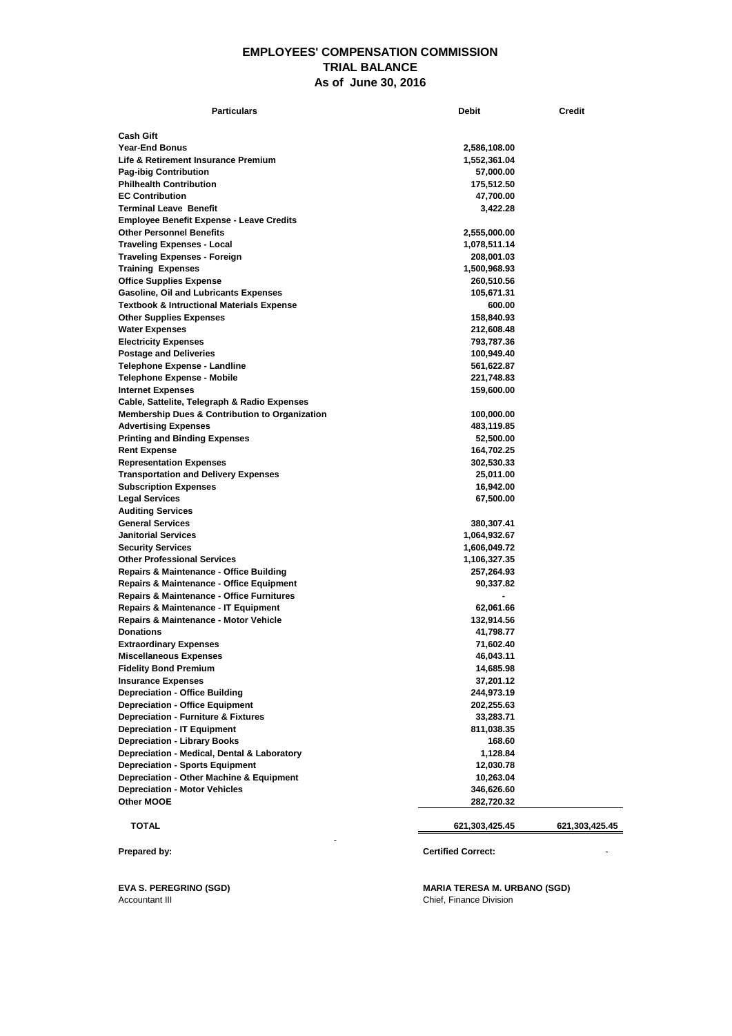# EMPLOYEES' COMPENSATION COMMISSION
## TRIAL BALANCE
### As of June 30, 2016

| Particulars | Debit | Credit |
|---|---|---|
| Cash Gift | | |
| Year-End Bonus | 2,586,108.00 | |
| Life & Retirement Insurance Premium | 1,552,361.04 | |
| Pag-ibig Contribution | 57,000.00 | |
| Philhealth Contribution | 175,512.50 | |
| EC Contribution | 47,700.00 | |
| Terminal Leave Benefit | 3,422.28 | |
| Employee Benefit Expense - Leave Credits | | |
| Other Personnel Benefits | 2,555,000.00 | |
| Traveling Expenses - Local | 1,078,511.14 | |
| Traveling Expenses - Foreign | 208,001.03 | |
| Training Expenses | 1,500,968.93 | |
| Office Supplies Expense | 260,510.56 | |
| Gasoline, Oil and Lubricants Expenses | 105,671.31 | |
| Textbook & Intructional Materials Expense | 600.00 | |
| Other Supplies Expenses | 158,840.93 | |
| Water Expenses | 212,608.48 | |
| Electricity Expenses | 793,787.36 | |
| Postage and Deliveries | 100,949.40 | |
| Telephone Expense - Landline | 561,622.87 | |
| Telephone Expense - Mobile | 221,748.83 | |
| Internet Expenses | 159,600.00 | |
| Cable, Sattelite, Telegraph & Radio Expenses | | |
| Membership Dues & Contribution to Organization | 100,000.00 | |
| Advertising Expenses | 483,119.85 | |
| Printing and Binding Expenses | 52,500.00 | |
| Rent Expense | 164,702.25 | |
| Representation Expenses | 302,530.33 | |
| Transportation and Delivery Expenses | 25,011.00 | |
| Subscription Expenses | 16,942.00 | |
| Legal Services | 67,500.00 | |
| Auditing Services | | |
| General Services | 380,307.41 | |
| Janitorial Services | 1,064,932.67 | |
| Security Services | 1,606,049.72 | |
| Other Professional Services | 1,106,327.35 | |
| Repairs & Maintenance - Office Building | 257,264.93 | |
| Repairs & Maintenance - Office Equipment | 90,337.82 | |
| Repairs & Maintenance - Office Furnitures | - | |
| Repairs & Maintenance - IT Equipment | 62,061.66 | |
| Repairs & Maintenance - Motor Vehicle | 132,914.56 | |
| Donations | 41,798.77 | |
| Extraordinary Expenses | 71,602.40 | |
| Miscellaneous Expenses | 46,043.11 | |
| Fidelity Bond Premium | 14,685.98 | |
| Insurance Expenses | 37,201.12 | |
| Depreciation - Office Building | 244,973.19 | |
| Depreciation - Office Equipment | 202,255.63 | |
| Depreciation - Furniture & Fixtures | 33,283.71 | |
| Depreciation - IT Equipment | 811,038.35 | |
| Depreciation - Library Books | 168.60 | |
| Depreciation - Medical, Dental & Laboratory | 1,128.84 | |
| Depreciation - Sports Equipment | 12,030.78 | |
| Depreciation - Other Machine & Equipment | 10,263.04 | |
| Depreciation - Motor Vehicles | 346,626.60 | |
| Other MOOE | 282,720.32 | |
| **TOTAL** | **621,303,425.45** | **621,303,425.45** |

**Prepared by:**

**EVA S. PEREGRINO (SGD)**
Accountant III

**Certified Correct:**

**MARIA TERESA M. URBANO (SGD)**
Chief, Finance Division